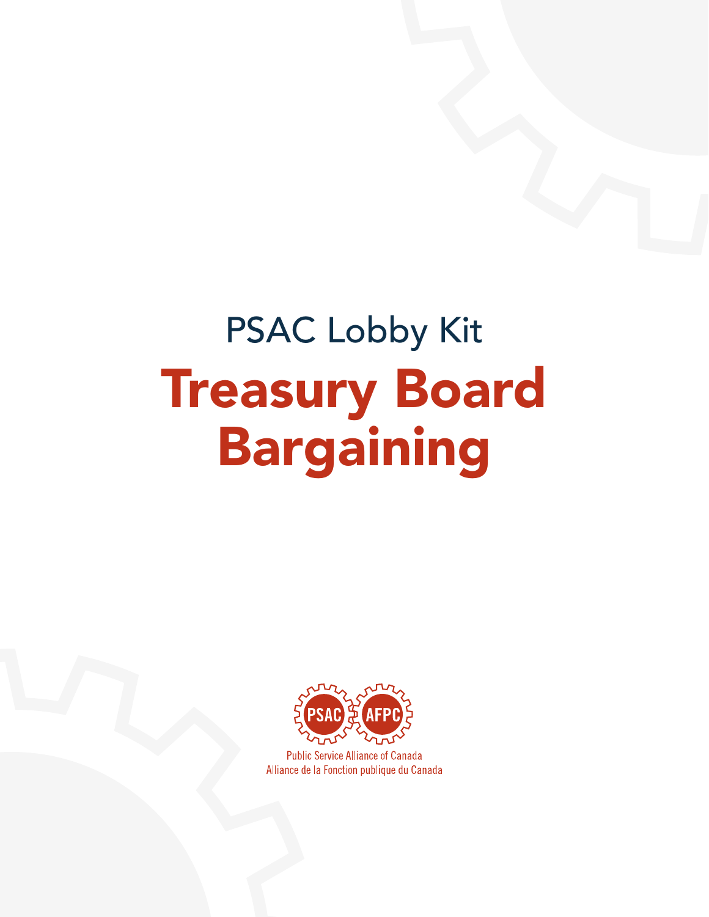PSAC Lobby Kit

# Treasury Board Bargaining

PSAC AFPC

Public Service Alliance of Canada
Alliance de la Fonction publique du Canada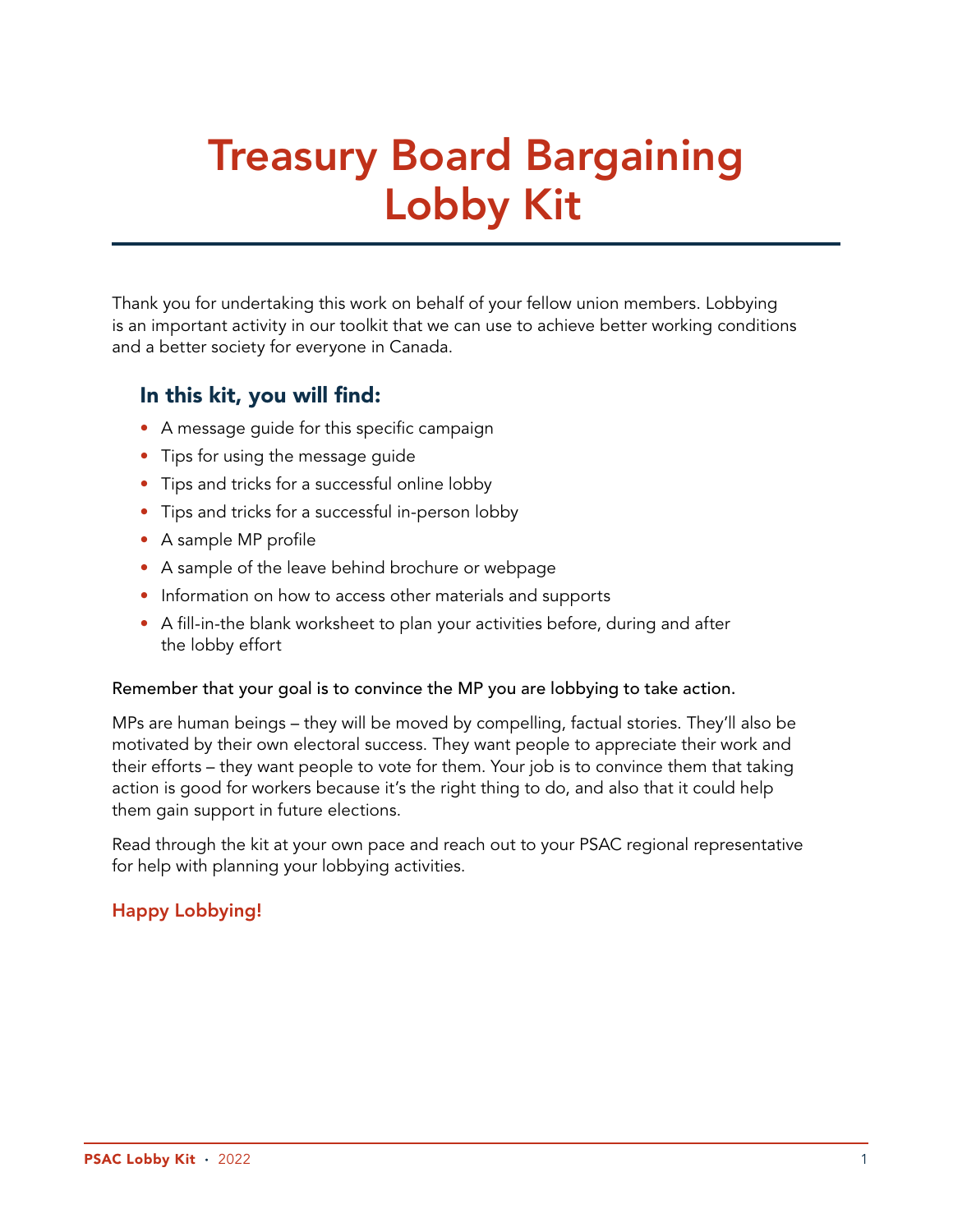# Treasury Board Bargaining Lobby Kit

Thank you for undertaking this work on behalf of your fellow union members. Lobbying is an important activity in our toolkit that we can use to achieve better working conditions and a better society for everyone in Canada.

## In this kit, you will find:

- A message guide for this specific campaign
- Tips for using the message guide
- Tips and tricks for a successful online lobby
- Tips and tricks for a successful in-person lobby
- A sample MP profile
- A sample of the leave behind brochure or webpage
- Information on how to access other materials and supports
- A fill-in-the blank worksheet to plan your activities before, during and after the lobby effort

Remember that your goal is to convince the MP you are lobbying to take action.

MPs are human beings – they will be moved by compelling, factual stories. They'll also be motivated by their own electoral success. They want people to appreciate their work and their efforts – they want people to vote for them. Your job is to convince them that taking action is good for workers because it's the right thing to do, and also that it could help them gain support in future elections.

Read through the kit at your own pace and reach out to your PSAC regional representative for help with planning your lobbying activities.

**Happy Lobbying!**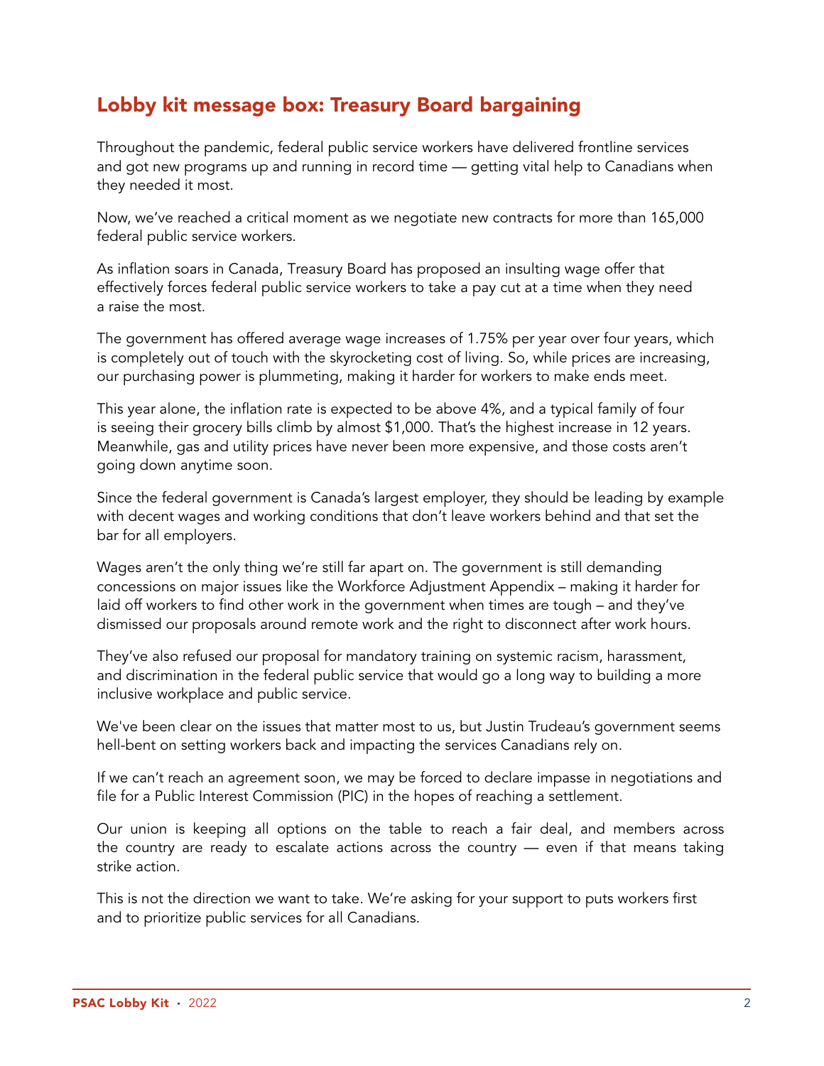## Lobby kit message box: Treasury Board bargaining

Throughout the pandemic, federal public service workers have delivered frontline services and got new programs up and running in record time — getting vital help to Canadians when they needed it most.

Now, we've reached a critical moment as we negotiate new contracts for more than 165,000 federal public service workers.

As inflation soars in Canada, Treasury Board has proposed an insulting wage offer that effectively forces federal public service workers to take a pay cut at a time when they need a raise the most.

The government has offered average wage increases of 1.75% per year over four years, which is completely out of touch with the skyrocketing cost of living. So, while prices are increasing, our purchasing power is plummeting, making it harder for workers to make ends meet.

This year alone, the inflation rate is expected to be above 4%, and a typical family of four is seeing their grocery bills climb by almost $1,000. That's the highest increase in 12 years. Meanwhile, gas and utility prices have never been more expensive, and those costs aren't going down anytime soon.

Since the federal government is Canada's largest employer, they should be leading by example with decent wages and working conditions that don't leave workers behind and that set the bar for all employers.

Wages aren't the only thing we're still far apart on. The government is still demanding concessions on major issues like the Workforce Adjustment Appendix – making it harder for laid off workers to find other work in the government when times are tough – and they've dismissed our proposals around remote work and the right to disconnect after work hours.

They've also refused our proposal for mandatory training on systemic racism, harassment, and discrimination in the federal public service that would go a long way to building a more inclusive workplace and public service.

We've been clear on the issues that matter most to us, but Justin Trudeau's government seems hell-bent on setting workers back and impacting the services Canadians rely on.

If we can't reach an agreement soon, we may be forced to declare impasse in negotiations and file for a Public Interest Commission (PIC) in the hopes of reaching a settlement.

Our union is keeping all options on the table to reach a fair deal, and members across the country are ready to escalate actions across the country — even if that means taking strike action.

This is not the direction we want to take. We're asking for your support to puts workers first and to prioritize public services for all Canadians.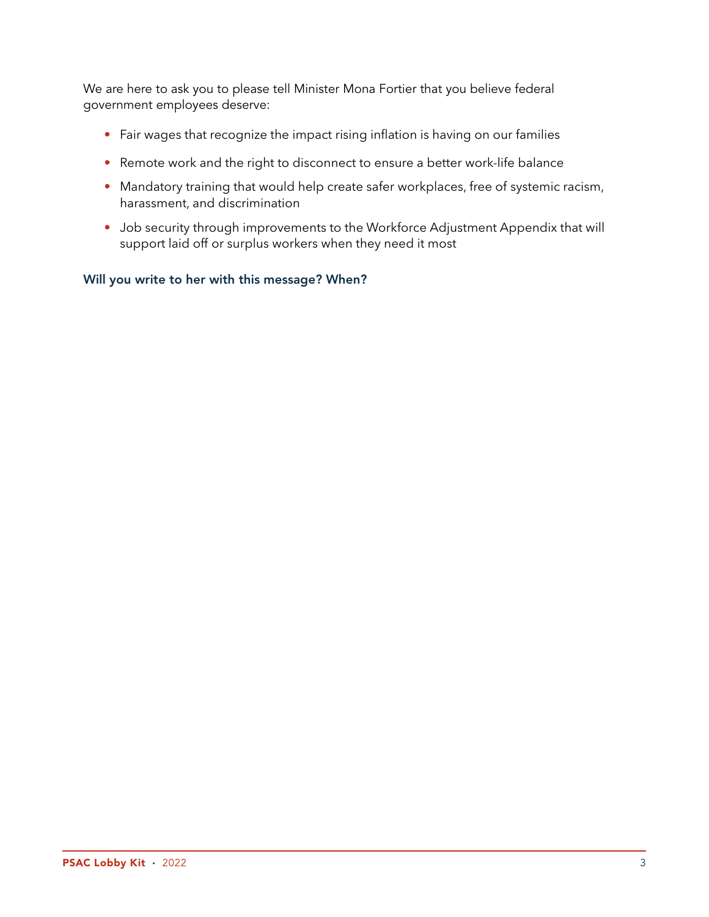We are here to ask you to please tell Minister Mona Fortier that you believe federal government employees deserve:

- Fair wages that recognize the impact rising inflation is having on our families
- Remote work and the right to disconnect to ensure a better work-life balance
- Mandatory training that would help create safer workplaces, free of systemic racism, harassment, and discrimination
- Job security through improvements to the Workforce Adjustment Appendix that will support laid off or surplus workers when they need it most

**Will you write to her with this message? When?**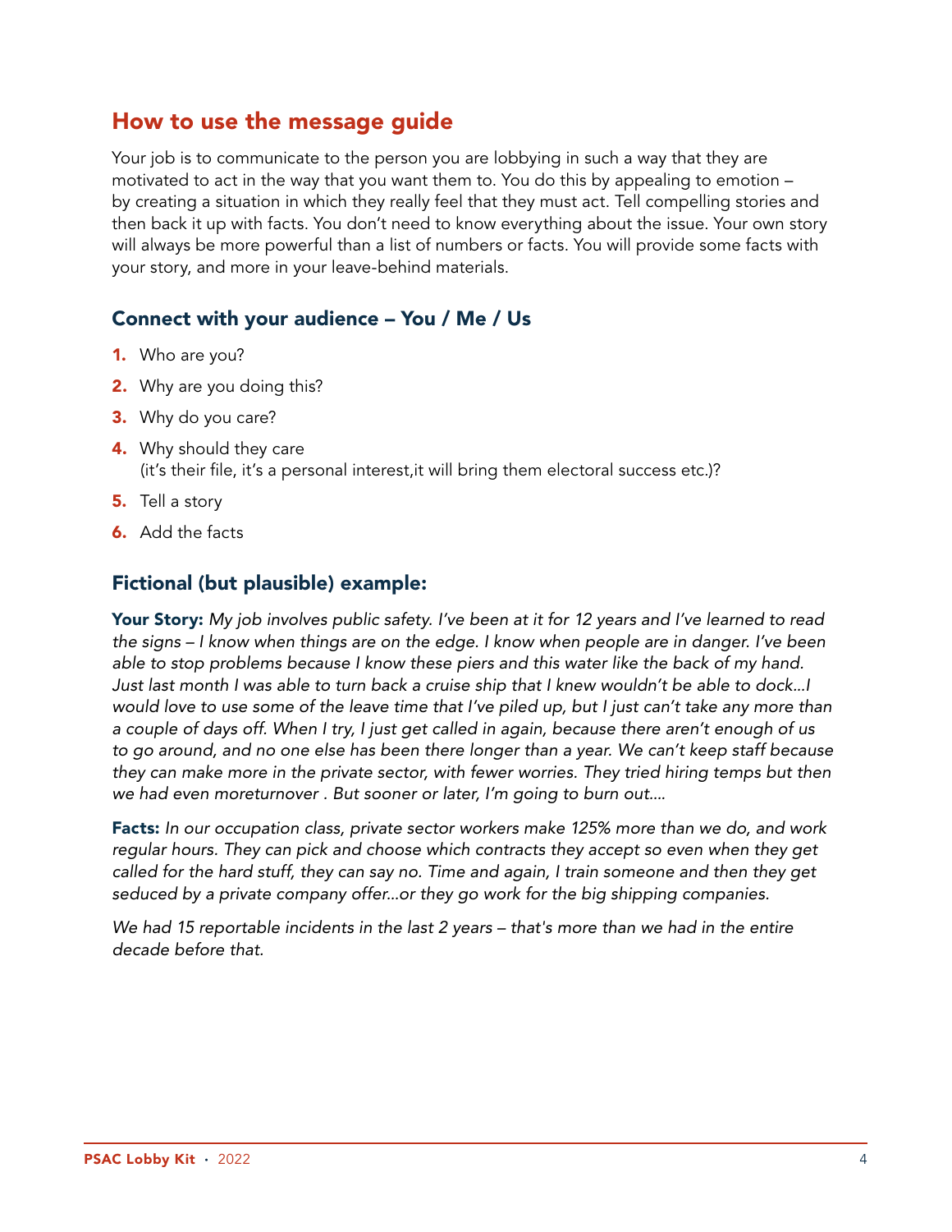## How to use the message guide

Your job is to communicate to the person you are lobbying in such a way that they are motivated to act in the way that you want them to. You do this by appealing to emotion – by creating a situation in which they really feel that they must act. Tell compelling stories and then back it up with facts. You don't need to know everything about the issue. Your own story will always be more powerful than a list of numbers or facts. You will provide some facts with your story, and more in your leave-behind materials.

### Connect with your audience – You / Me / Us

1. Who are you?
2. Why are you doing this?
3. Why do you care?
4. Why should they care (it's their file, it's a personal interest,it will bring them electoral success etc.)?
5. Tell a story
6. Add the facts

### Fictional (but plausible) example:

**Your Story:** *My job involves public safety. I've been at it for 12 years and I've learned to read the signs – I know when things are on the edge. I know when people are in danger. I've been able to stop problems because I know these piers and this water like the back of my hand. Just last month I was able to turn back a cruise ship that I knew wouldn't be able to dock...I would love to use some of the leave time that I've piled up, but I just can't take any more than a couple of days off. When I try, I just get called in again, because there aren't enough of us to go around, and no one else has been there longer than a year. We can't keep staff because they can make more in the private sector, with fewer worries. They tried hiring temps but then we had even moreturnover . But sooner or later, I'm going to burn out....*

**Facts:** *In our occupation class, private sector workers make 125% more than we do, and work regular hours. They can pick and choose which contracts they accept so even when they get called for the hard stuff, they can say no. Time and again, I train someone and then they get seduced by a private company offer...or they go work for the big shipping companies.*

*We had 15 reportable incidents in the last 2 years – that's more than we had in the entire decade before that.*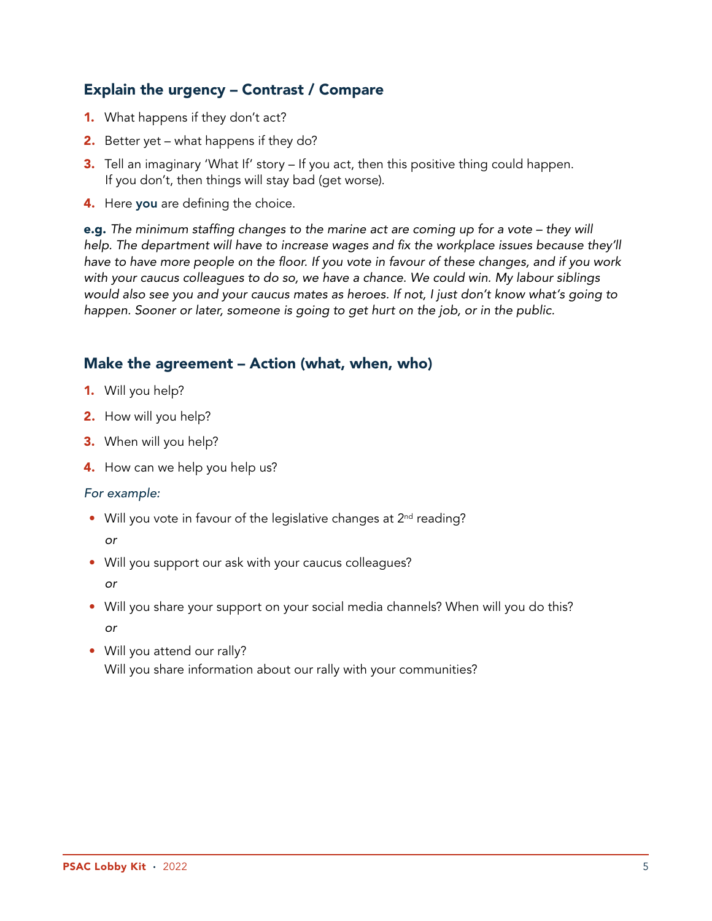## Explain the urgency – Contrast / Compare

1. What happens if they don't act?
2. Better yet – what happens if they do?
3. Tell an imaginary 'What If' story – If you act, then this positive thing could happen. If you don't, then things will stay bad (get worse).
4. Here **you** are defining the choice.

**e.g.** *The minimum staffing changes to the marine act are coming up for a vote – they will help. The department will have to increase wages and fix the workplace issues because they'll have to have more people on the floor. If you vote in favour of these changes, and if you work with your caucus colleagues to do so, we have a chance. We could win. My labour siblings would also see you and your caucus mates as heroes. If not, I just don't know what's going to happen. Sooner or later, someone is going to get hurt on the job, or in the public.*

## Make the agreement – Action (what, when, who)

1. Will you help?
2. How will you help?
3. When will you help?
4. How can we help you help us?

*For example:*

- Will you vote in favour of the legislative changes at 2nd reading?
  *or*
- Will you support our ask with your caucus colleagues?
  *or*
- Will you share your support on your social media channels? When will you do this?
  *or*
- Will you attend our rally?
  Will you share information about our rally with your communities?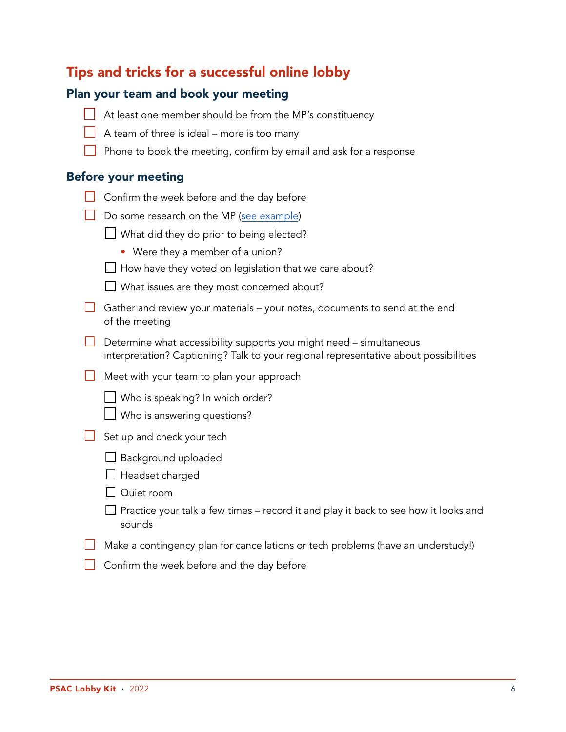## Tips and tricks for a successful online lobby

### Plan your team and book your meeting

- [ ] At least one member should be from the MP's constituency
- [ ] A team of three is ideal – more is too many
- [ ] Phone to book the meeting, confirm by email and ask for a response

### Before your meeting

- [ ] Confirm the week before and the day before
- [ ] Do some research on the MP (see example)
  - [ ] What did they do prior to being elected?
    - Were they a member of a union?
  - [ ] How have they voted on legislation that we care about?
  - [ ] What issues are they most concerned about?
- [ ] Gather and review your materials – your notes, documents to send at the end of the meeting
- [ ] Determine what accessibility supports you might need – simultaneous interpretation? Captioning? Talk to your regional representative about possibilities
- [ ] Meet with your team to plan your approach
  - [ ] Who is speaking? In which order?
  - [ ] Who is answering questions?
- [ ] Set up and check your tech
  - [ ] Background uploaded
  - [ ] Headset charged
  - [ ] Quiet room
  - [ ] Practice your talk a few times – record it and play it back to see how it looks and sounds
- [ ] Make a contingency plan for cancellations or tech problems (have an understudy!)
- [ ] Confirm the week before and the day before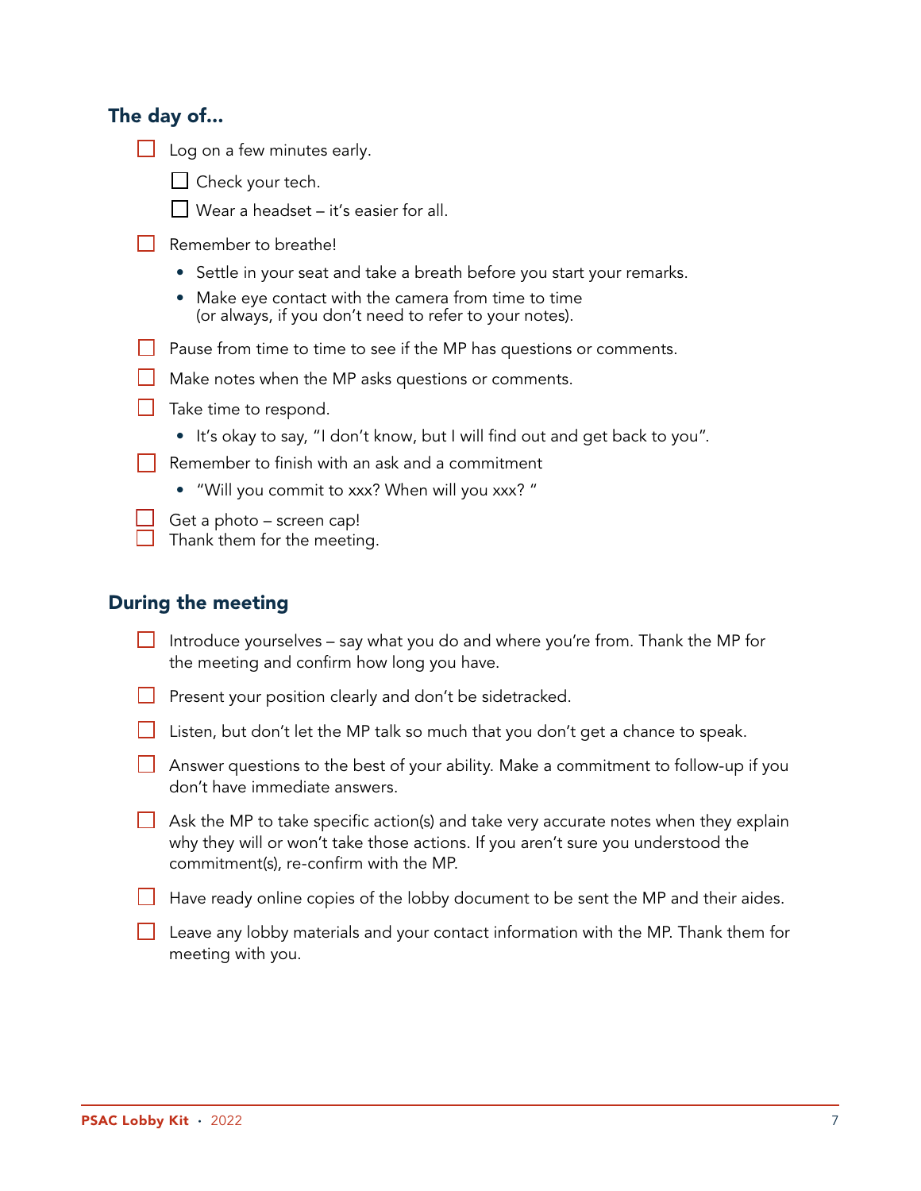## The day of...

- [ ] Log on a few minutes early.
  - [ ] Check your tech.
  - [ ] Wear a headset – it's easier for all.
- [ ] Remember to breathe!
  - Settle in your seat and take a breath before you start your remarks.
  - Make eye contact with the camera from time to time
    (or always, if you don't need to refer to your notes).
- [ ] Pause from time to time to see if the MP has questions or comments.
- [ ] Make notes when the MP asks questions or comments.
- [ ] Take time to respond.
  - It's okay to say, "I don't know, but I will find out and get back to you".
- [ ] Remember to finish with an ask and a commitment
  - "Will you commit to xxx? When will you xxx? "
- [ ] Get a photo – screen cap!
- [ ] Thank them for the meeting.

## During the meeting

- [ ] Introduce yourselves – say what you do and where you're from. Thank the MP for the meeting and confirm how long you have.
- [ ] Present your position clearly and don't be sidetracked.
- [ ] Listen, but don't let the MP talk so much that you don't get a chance to speak.
- [ ] Answer questions to the best of your ability. Make a commitment to follow-up if you don't have immediate answers.
- [ ] Ask the MP to take specific action(s) and take very accurate notes when they explain why they will or won't take those actions. If you aren't sure you understood the commitment(s), re-confirm with the MP.
- [ ] Have ready online copies of the lobby document to be sent the MP and their aides.
- [ ] Leave any lobby materials and your contact information with the MP. Thank them for meeting with you.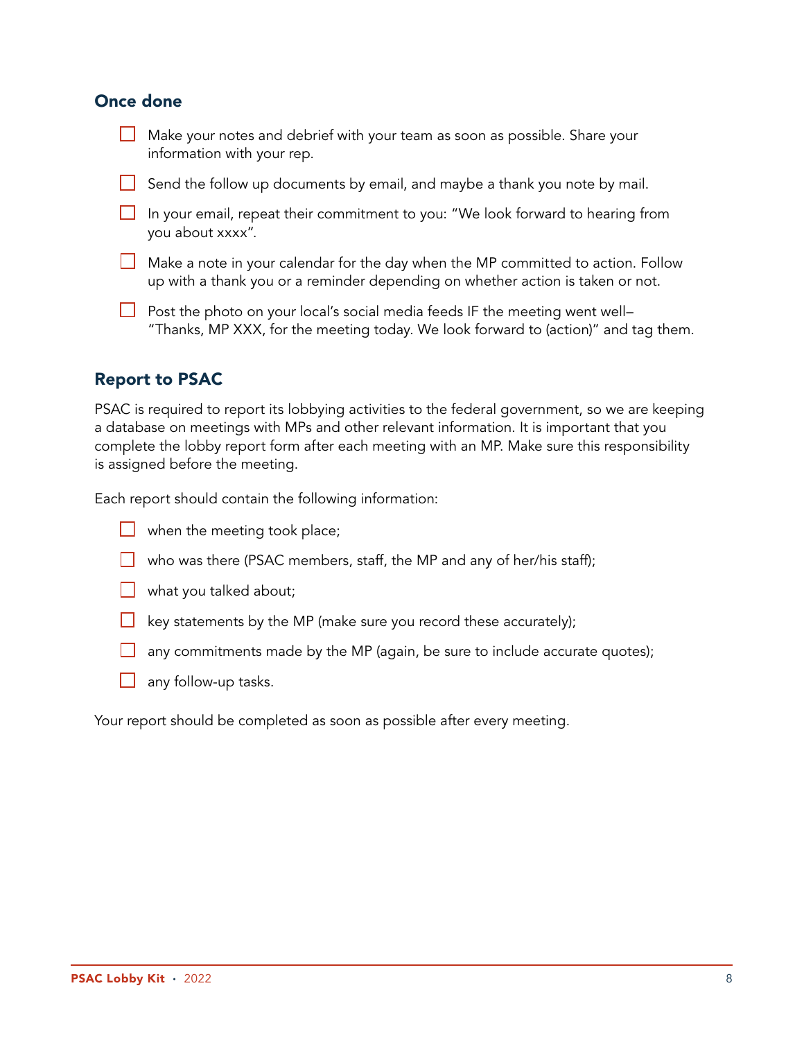## Once done

- [ ] Make your notes and debrief with your team as soon as possible. Share your information with your rep.
- [ ] Send the follow up documents by email, and maybe a thank you note by mail.
- [ ] In your email, repeat their commitment to you: "We look forward to hearing from you about xxxx".
- [ ] Make a note in your calendar for the day when the MP committed to action. Follow up with a thank you or a reminder depending on whether action is taken or not.
- [ ] Post the photo on your local's social media feeds IF the meeting went well– "Thanks, MP XXX, for the meeting today. We look forward to (action)" and tag them.

## Report to PSAC

PSAC is required to report its lobbying activities to the federal government, so we are keeping a database on meetings with MPs and other relevant information. It is important that you complete the lobby report form after each meeting with an MP. Make sure this responsibility is assigned before the meeting.

Each report should contain the following information:

- [ ] when the meeting took place;
- [ ] who was there (PSAC members, staff, the MP and any of her/his staff);
- [ ] what you talked about;
- [ ] key statements by the MP (make sure you record these accurately);
- [ ] any commitments made by the MP (again, be sure to include accurate quotes);
- [ ] any follow-up tasks.

Your report should be completed as soon as possible after every meeting.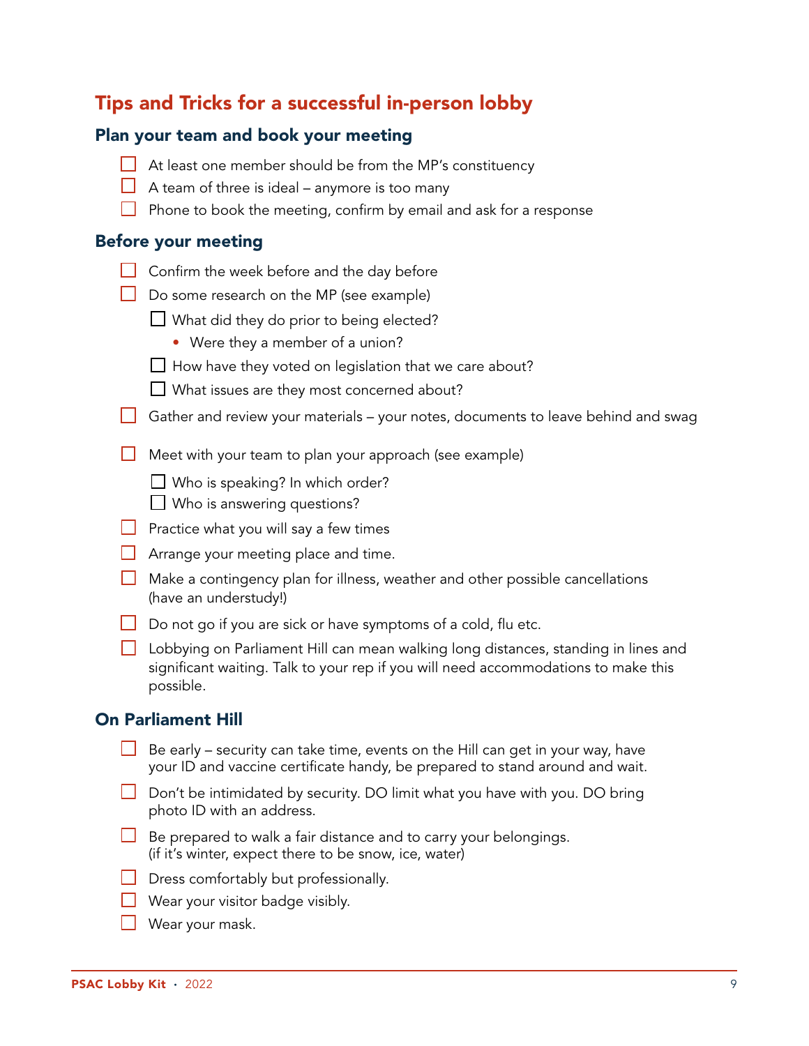## Tips and Tricks for a successful in-person lobby

### Plan your team and book your meeting

- [ ] At least one member should be from the MP's constituency
- [ ] A team of three is ideal – anymore is too many
- [ ] Phone to book the meeting, confirm by email and ask for a response

### Before your meeting

- [ ] Confirm the week before and the day before
- [ ] Do some research on the MP (see example)
  - [ ] What did they do prior to being elected?
    - Were they a member of a union?
  - [ ] How have they voted on legislation that we care about?
  - [ ] What issues are they most concerned about?
- [ ] Gather and review your materials – your notes, documents to leave behind and swag
- [ ] Meet with your team to plan your approach (see example)
  - [ ] Who is speaking? In which order?
  - [ ] Who is answering questions?
- [ ] Practice what you will say a few times
- [ ] Arrange your meeting place and time.
- [ ] Make a contingency plan for illness, weather and other possible cancellations (have an understudy!)
- [ ] Do not go if you are sick or have symptoms of a cold, flu etc.
- [ ] Lobbying on Parliament Hill can mean walking long distances, standing in lines and significant waiting. Talk to your rep if you will need accommodations to make this possible.

### On Parliament Hill

- [ ] Be early – security can take time, events on the Hill can get in your way, have your ID and vaccine certificate handy, be prepared to stand around and wait.
- [ ] Don't be intimidated by security. DO limit what you have with you. DO bring photo ID with an address.
- [ ] Be prepared to walk a fair distance and to carry your belongings. (if it's winter, expect there to be snow, ice, water)
- [ ] Dress comfortably but professionally.
- [ ] Wear your visitor badge visibly.
- [ ] Wear your mask.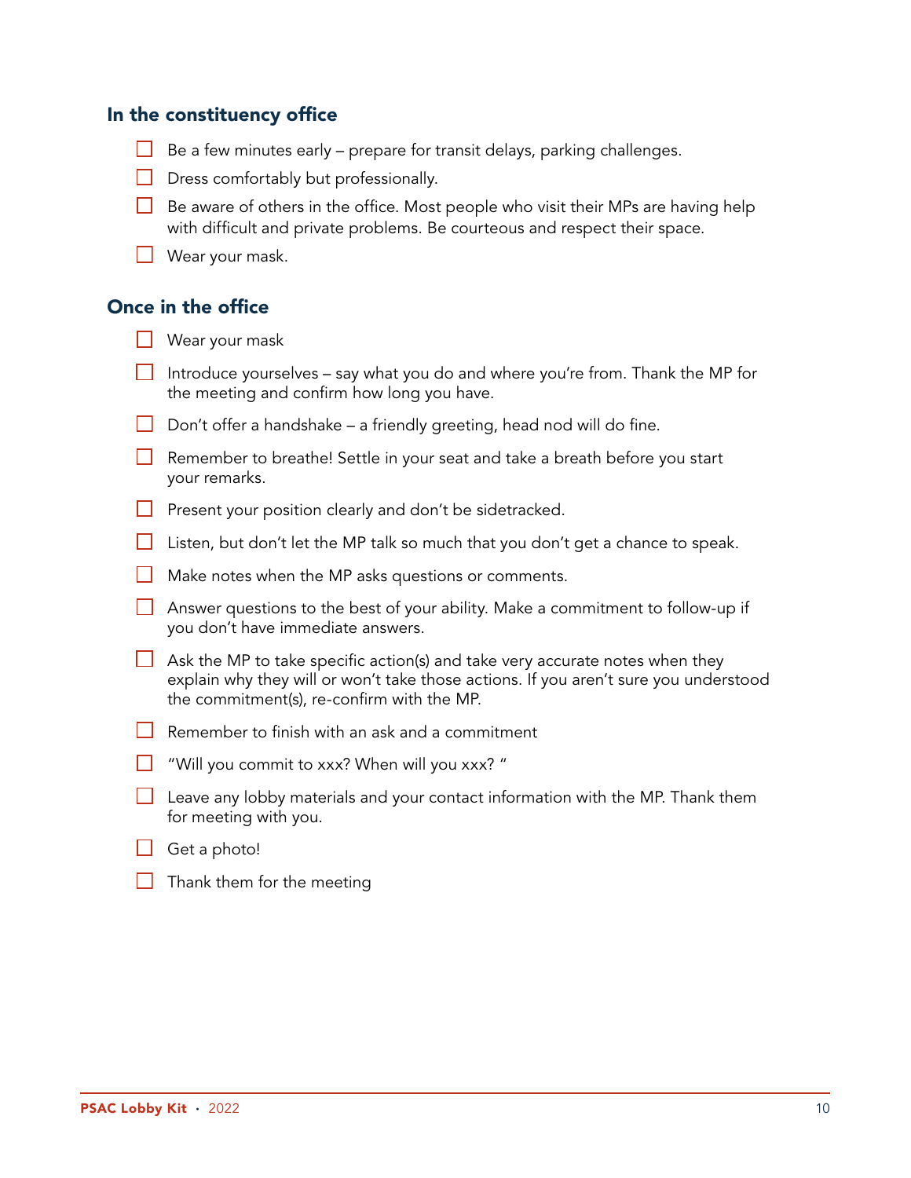## In the constituency office

- [ ] Be a few minutes early – prepare for transit delays, parking challenges.
- [ ] Dress comfortably but professionally.
- [ ] Be aware of others in the office. Most people who visit their MPs are having help with difficult and private problems. Be courteous and respect their space.
- [ ] Wear your mask.

## Once in the office

- [ ] Wear your mask
- [ ] Introduce yourselves – say what you do and where you're from. Thank the MP for the meeting and confirm how long you have.
- [ ] Don't offer a handshake – a friendly greeting, head nod will do fine.
- [ ] Remember to breathe! Settle in your seat and take a breath before you start your remarks.
- [ ] Present your position clearly and don't be sidetracked.
- [ ] Listen, but don't let the MP talk so much that you don't get a chance to speak.
- [ ] Make notes when the MP asks questions or comments.
- [ ] Answer questions to the best of your ability. Make a commitment to follow-up if you don't have immediate answers.
- [ ] Ask the MP to take specific action(s) and take very accurate notes when they explain why they will or won't take those actions. If you aren't sure you understood the commitment(s), re-confirm with the MP.
- [ ] Remember to finish with an ask and a commitment
- [ ] "Will you commit to xxx? When will you xxx? "
- [ ] Leave any lobby materials and your contact information with the MP. Thank them for meeting with you.
- [ ] Get a photo!
- [ ] Thank them for the meeting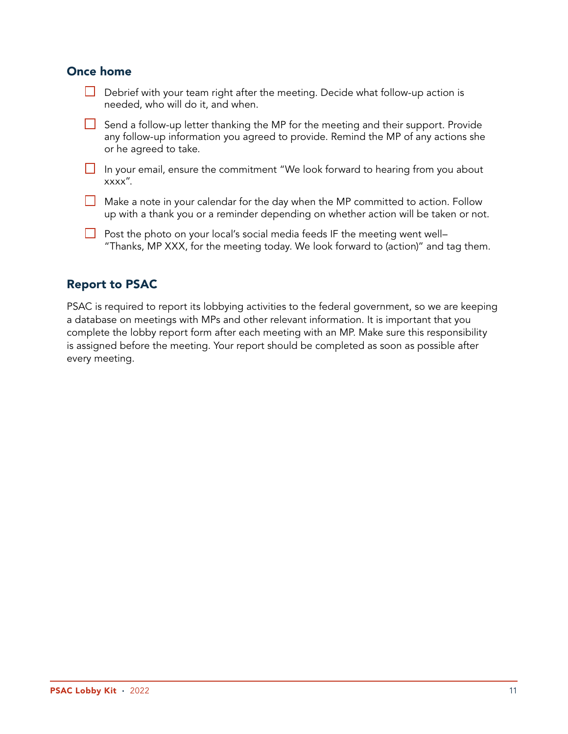## Once home

- [ ] Debrief with your team right after the meeting. Decide what follow-up action is needed, who will do it, and when.
- [ ] Send a follow-up letter thanking the MP for the meeting and their support. Provide any follow-up information you agreed to provide. Remind the MP of any actions she or he agreed to take.
- [ ] In your email, ensure the commitment "We look forward to hearing from you about xxxx".
- [ ] Make a note in your calendar for the day when the MP committed to action. Follow up with a thank you or a reminder depending on whether action will be taken or not.
- [ ] Post the photo on your local's social media feeds IF the meeting went well– "Thanks, MP XXX, for the meeting today. We look forward to (action)" and tag them.

## Report to PSAC

PSAC is required to report its lobbying activities to the federal government, so we are keeping a database on meetings with MPs and other relevant information. It is important that you complete the lobby report form after each meeting with an MP. Make sure this responsibility is assigned before the meeting. Your report should be completed as soon as possible after every meeting.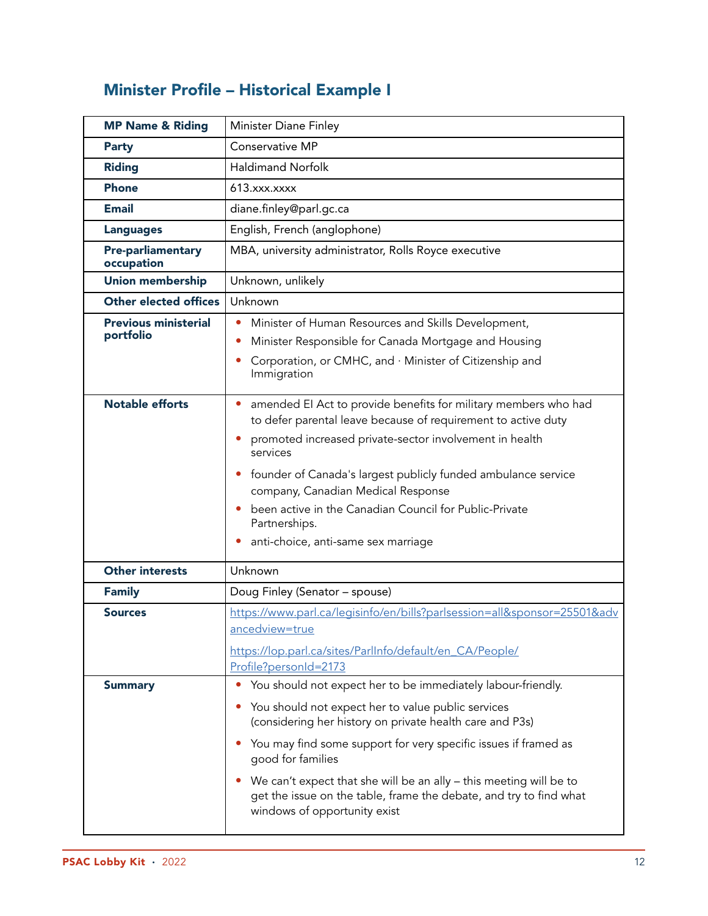## Minister Profile – Historical Example I

| | |
|---|---|
| **MP Name & Riding** | Minister Diane Finley |
| **Party** | Conservative MP |
| **Riding** | Haldimand Norfolk |
| **Phone** | 613.xxx.xxxx |
| **Email** | diane.finley@parl.gc.ca |
| **Languages** | English, French (anglophone) |
| **Pre-parliamentary occupation** | MBA, university administrator, Rolls Royce executive |
| **Union membership** | Unknown, unlikely |
| **Other elected offices** | Unknown |
| **Previous ministerial portfolio** | • Minister of Human Resources and Skills Development,<br>• Minister Responsible for Canada Mortgage and Housing<br>• Corporation, or CMHC, and · Minister of Citizenship and Immigration |
| **Notable efforts** | • amended EI Act to provide benefits for military members who had to defer parental leave because of requirement to active duty<br>• promoted increased private-sector involvement in health services<br>• founder of Canada's largest publicly funded ambulance service company, Canadian Medical Response<br>• been active in the Canadian Council for Public-Private Partnerships.<br>• anti-choice, anti-same sex marriage |
| **Other interests** | Unknown |
| **Family** | Doug Finley (Senator – spouse) |
| **Sources** | https://www.parl.ca/legisinfo/en/bills?parlsession=all&sponsor=25501&advancedview=true<br>https://lop.parl.ca/sites/ParlInfo/default/en_CA/People/Profile?personId=2173 |
| **Summary** | • You should not expect her to be immediately labour-friendly.<br>• You should not expect her to value public services (considering her history on private health care and P3s)<br>• You may find some support for very specific issues if framed as good for families<br>• We can't expect that she will be an ally – this meeting will be to get the issue on the table, frame the debate, and try to find what windows of opportunity exist |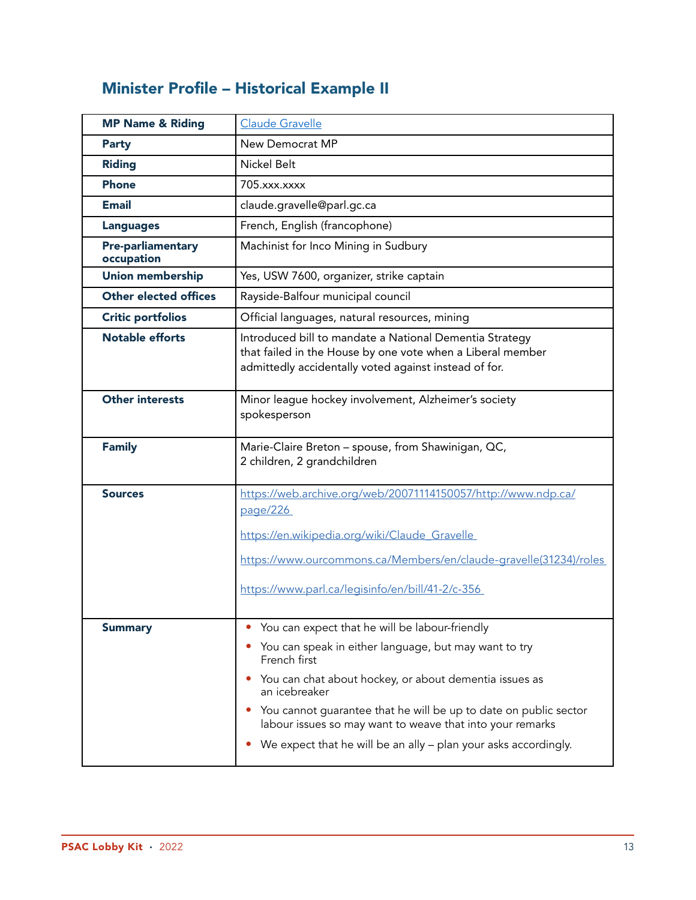## Minister Profile – Historical Example II

| | |
|---|---|
| **MP Name & Riding** | [Claude Gravelle](#) |
| **Party** | New Democrat MP |
| **Riding** | Nickel Belt |
| **Phone** | 705.xxx.xxxx |
| **Email** | claude.gravelle@parl.gc.ca |
| **Languages** | French, English (francophone) |
| **Pre-parliamentary occupation** | Machinist for Inco Mining in Sudbury |
| **Union membership** | Yes, USW 7600, organizer, strike captain |
| **Other elected offices** | Rayside-Balfour municipal council |
| **Critic portfolios** | Official languages, natural resources, mining |
| **Notable efforts** | Introduced bill to mandate a National Dementia Strategy that failed in the House by one vote when a Liberal member admittedly accidentally voted against instead of for. |
| **Other interests** | Minor league hockey involvement, Alzheimer's society spokesperson |
| **Family** | Marie-Claire Breton – spouse, from Shawinigan, QC, 2 children, 2 grandchildren |
| **Sources** | https://web.archive.org/web/20071114150057/http://www.ndp.ca/page/226 <br> https://en.wikipedia.org/wiki/Claude_Gravelle <br> https://www.ourcommons.ca/Members/en/claude-gravelle(31234)/roles <br> https://www.parl.ca/legisinfo/en/bill/41-2/c-356 |
| **Summary** | • You can expect that he will be labour-friendly <br> • You can speak in either language, but may want to try French first <br> • You can chat about hockey, or about dementia issues as an icebreaker <br> • You cannot guarantee that he will be up to date on public sector labour issues so may want to weave that into your remarks <br> • We expect that he will be an ally – plan your asks accordingly. |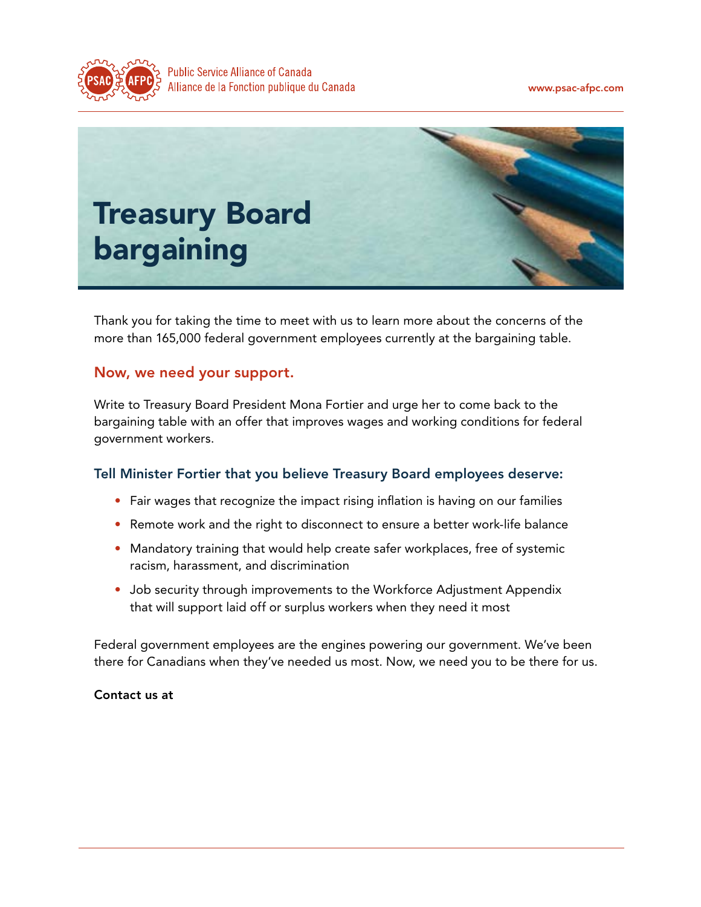Public Service Alliance of Canada
Alliance de la Fonction publique du Canada

www.psac-afpc.com

# Treasury Board bargaining

Thank you for taking the time to meet with us to learn more about the concerns of the more than 165,000 federal government employees currently at the bargaining table.

## Now, we need your support.

Write to Treasury Board President Mona Fortier and urge her to come back to the bargaining table with an offer that improves wages and working conditions for federal government workers.

### Tell Minister Fortier that you believe Treasury Board employees deserve:

- Fair wages that recognize the impact rising inflation is having on our families
- Remote work and the right to disconnect to ensure a better work-life balance
- Mandatory training that would help create safer workplaces, free of systemic racism, harassment, and discrimination
- Job security through improvements to the Workforce Adjustment Appendix that will support laid off or surplus workers when they need it most

Federal government employees are the engines powering our government. We've been there for Canadians when they've needed us most. Now, we need you to be there for us.

**Contact us at**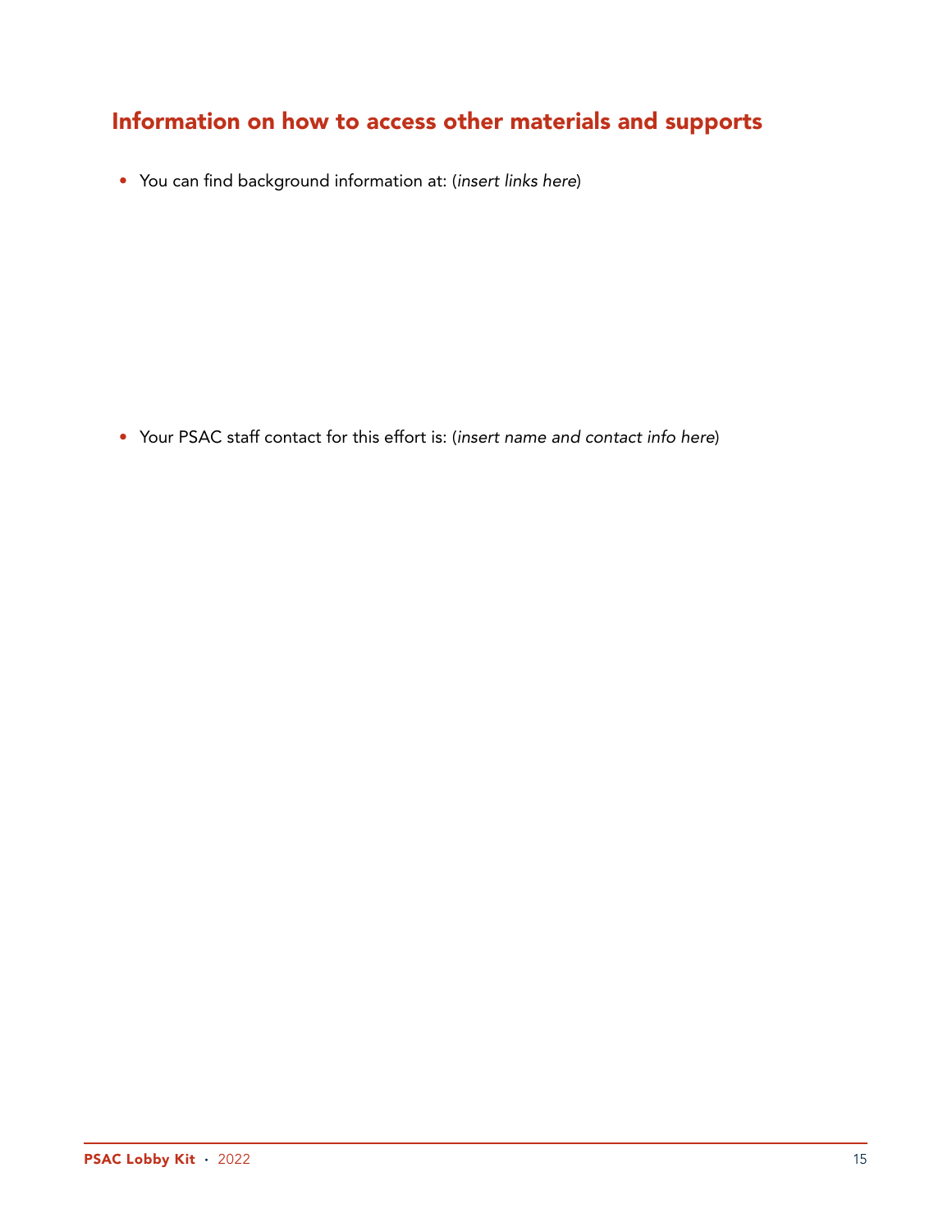## Information on how to access other materials and supports

- You can find background information at: (*insert links here*)

- Your PSAC staff contact for this effort is: (*insert name and contact info here*)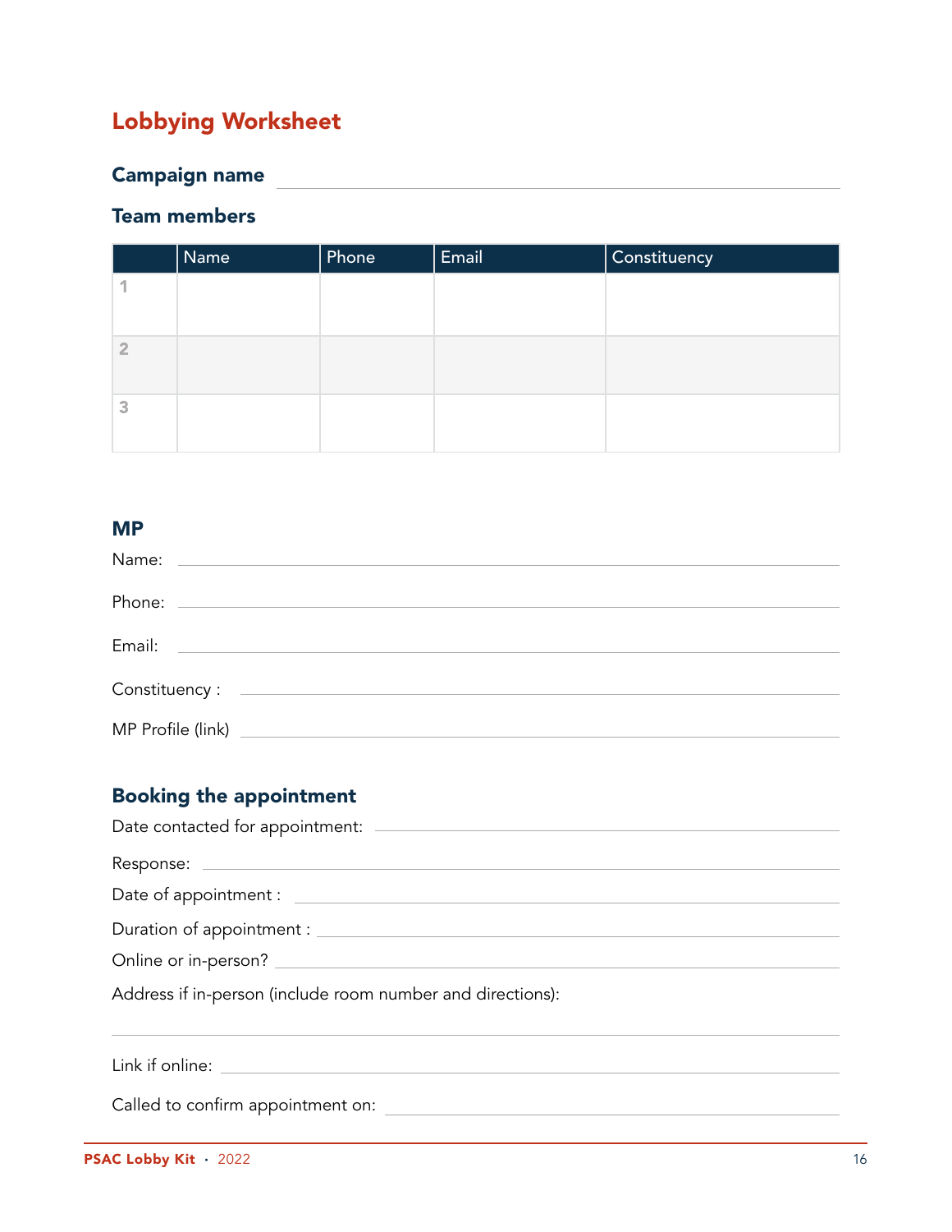# Lobbying Worksheet

**Campaign name** \_\_\_\_\_\_\_\_\_\_\_\_\_\_\_\_\_\_\_\_\_\_\_\_\_\_\_\_\_\_

## Team members

| | Name | Phone | Email | Constituency |
|---|---|---|---|---|
| 1 | | | | |
| 2 | | | | |
| 3 | | | | |

## MP

Name: \_\_\_\_\_\_\_\_\_\_\_\_\_\_\_\_\_\_\_\_\_\_\_\_\_\_\_\_\_\_

Phone: \_\_\_\_\_\_\_\_\_\_\_\_\_\_\_\_\_\_\_\_\_\_\_\_\_\_\_\_\_\_

Email: \_\_\_\_\_\_\_\_\_\_\_\_\_\_\_\_\_\_\_\_\_\_\_\_\_\_\_\_\_\_

Constituency : \_\_\_\_\_\_\_\_\_\_\_\_\_\_\_\_\_\_\_\_\_\_\_\_\_\_\_\_\_\_

MP Profile (link) \_\_\_\_\_\_\_\_\_\_\_\_\_\_\_\_\_\_\_\_\_\_\_\_\_\_\_\_\_\_

## Booking the appointment

Date contacted for appointment: \_\_\_\_\_\_\_\_\_\_\_\_\_\_\_\_\_\_\_\_\_\_\_\_\_\_\_\_\_\_

Response: \_\_\_\_\_\_\_\_\_\_\_\_\_\_\_\_\_\_\_\_\_\_\_\_\_\_\_\_\_\_

Date of appointment : \_\_\_\_\_\_\_\_\_\_\_\_\_\_\_\_\_\_\_\_\_\_\_\_\_\_\_\_\_\_

Duration of appointment : \_\_\_\_\_\_\_\_\_\_\_\_\_\_\_\_\_\_\_\_\_\_\_\_\_\_\_\_\_\_

Online or in-person? \_\_\_\_\_\_\_\_\_\_\_\_\_\_\_\_\_\_\_\_\_\_\_\_\_\_\_\_\_\_

Address if in-person (include room number and directions):

\_\_\_\_\_\_\_\_\_\_\_\_\_\_\_\_\_\_\_\_\_\_\_\_\_\_\_\_\_\_

Link if online: \_\_\_\_\_\_\_\_\_\_\_\_\_\_\_\_\_\_\_\_\_\_\_\_\_\_\_\_\_\_

Called to confirm appointment on: \_\_\_\_\_\_\_\_\_\_\_\_\_\_\_\_\_\_\_\_\_\_\_\_\_\_\_\_\_\_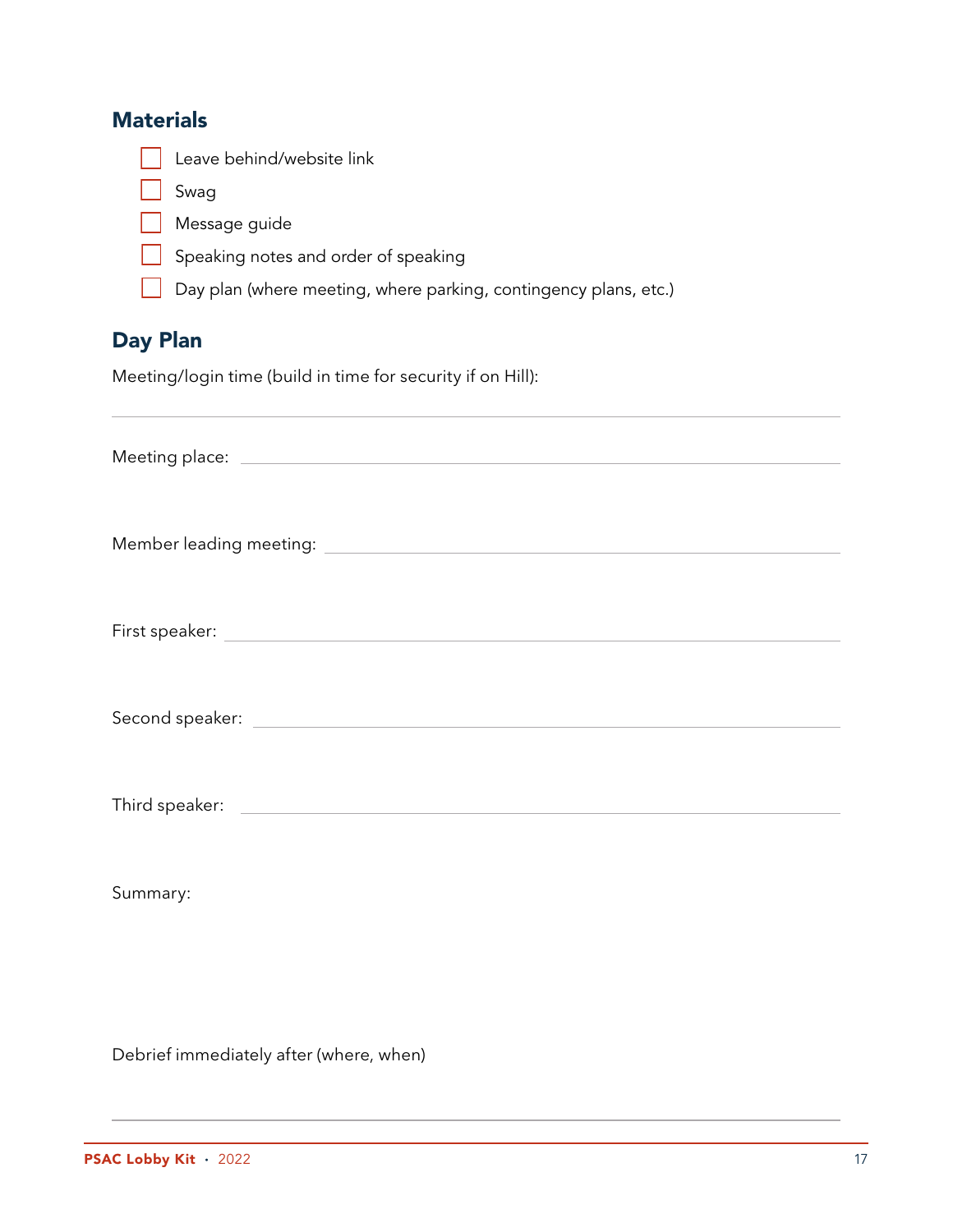## Materials

- [ ] Leave behind/website link
- [ ] Swag
- [ ] Message guide
- [ ] Speaking notes and order of speaking
- [ ] Day plan (where meeting, where parking, contingency plans, etc.)

## Day Plan

Meeting/login time (build in time for security if on Hill):

---

Meeting place: ______________________________

Member leading meeting: ______________________________

First speaker: ______________________________

Second speaker: ______________________________

Third speaker: ______________________________

Summary:

Debrief immediately after (where, when)

---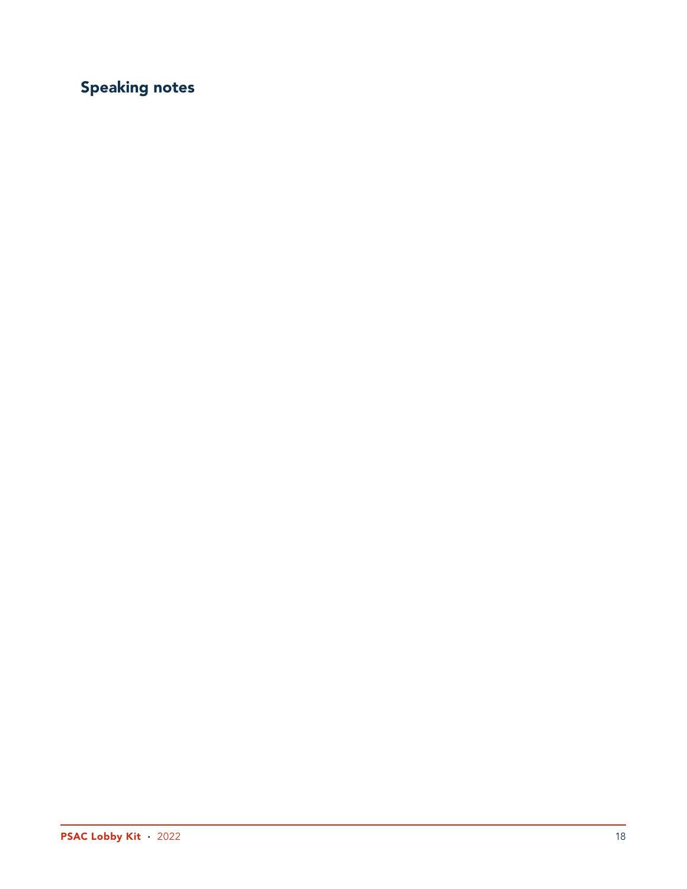## Speaking notes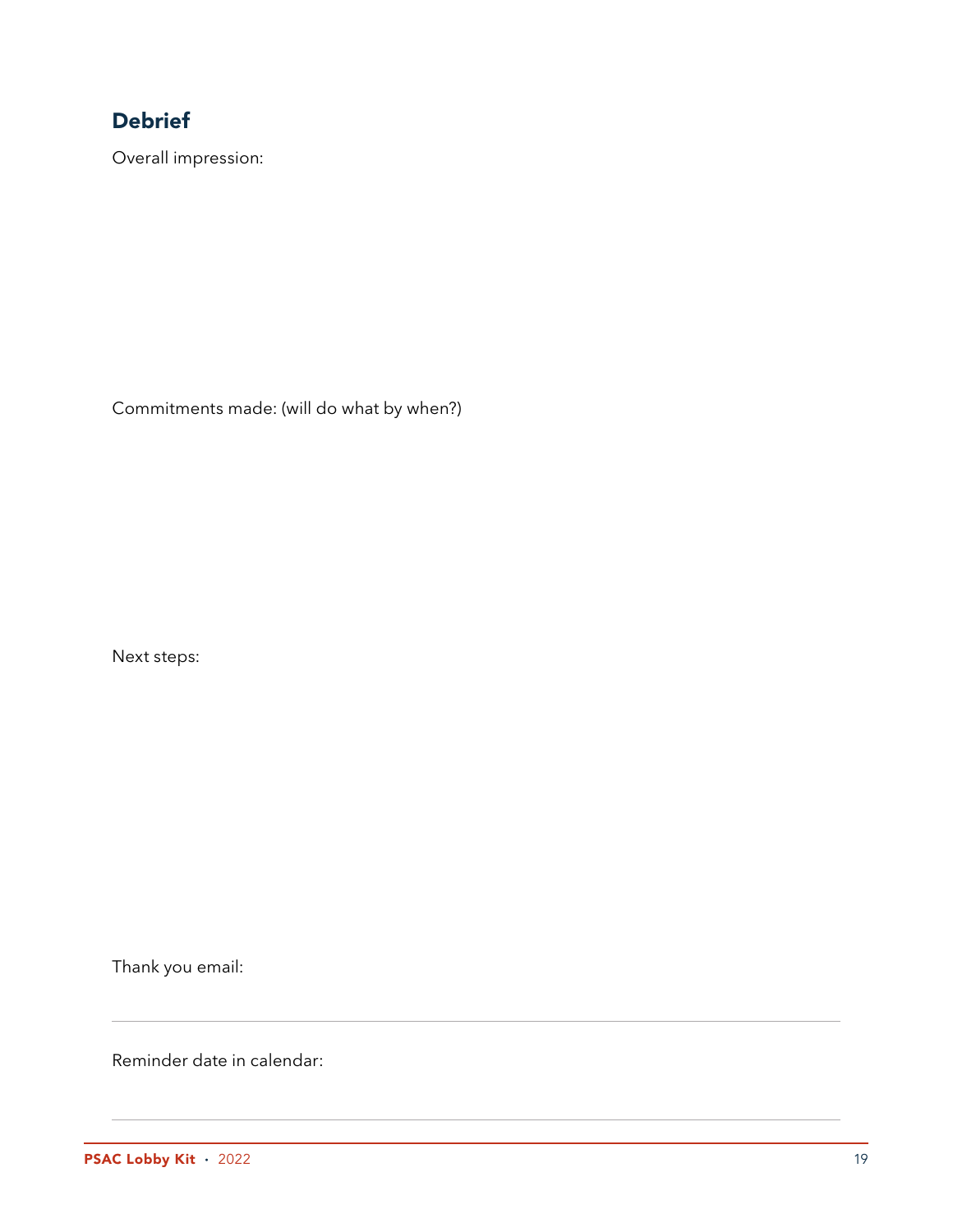## Debrief

Overall impression:

Commitments made: (will do what by when?)

Next steps:

Thank you email:

---

Reminder date in calendar:

---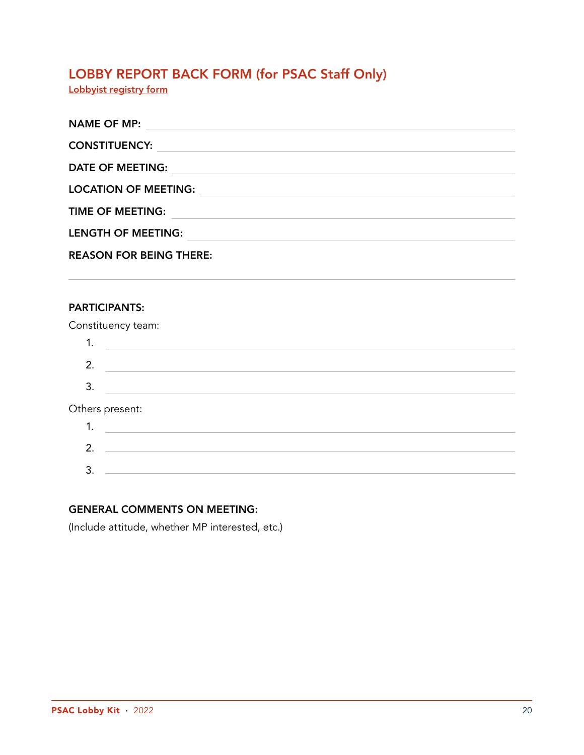## LOBBY REPORT BACK FORM (for PSAC Staff Only)

[Lobbyist registry form]

**NAME OF MP:** ______________________________

**CONSTITUENCY:** ______________________________

**DATE OF MEETING:** ______________________________

**LOCATION OF MEETING:** ______________________________

**TIME OF MEETING:** ______________________________

**LENGTH OF MEETING:** ______________________________

**REASON FOR BEING THERE:**

______________________________

**PARTICIPANTS:**

Constituency team:

1. ______________________________
2. ______________________________
3. ______________________________

Others present:

1. ______________________________
2. ______________________________
3. ______________________________

**GENERAL COMMENTS ON MEETING:**

(Include attitude, whether MP interested, etc.)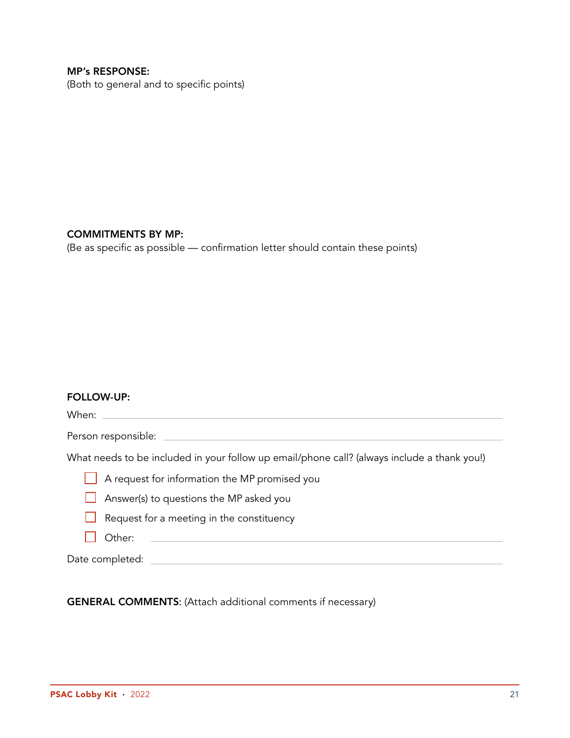**MP's RESPONSE:**
(Both to general and to specific points)

**COMMITMENTS BY MP:**
(Be as specific as possible — confirmation letter should contain these points)

**FOLLOW-UP:**

When: \_\_\_\_\_\_\_\_\_\_\_\_\_\_\_\_\_\_\_\_

Person responsible: \_\_\_\_\_\_\_\_\_\_\_\_\_\_\_\_\_\_\_\_

What needs to be included in your follow up email/phone call? (always include a thank you!)

- ☐ A request for information the MP promised you
- ☐ Answer(s) to questions the MP asked you
- ☐ Request for a meeting in the constituency
- ☐ Other: \_\_\_\_\_\_\_\_\_\_\_\_\_\_\_\_\_\_\_\_

Date completed: \_\_\_\_\_\_\_\_\_\_\_\_\_\_\_\_\_\_\_\_

**GENERAL COMMENTS:** (Attach additional comments if necessary)